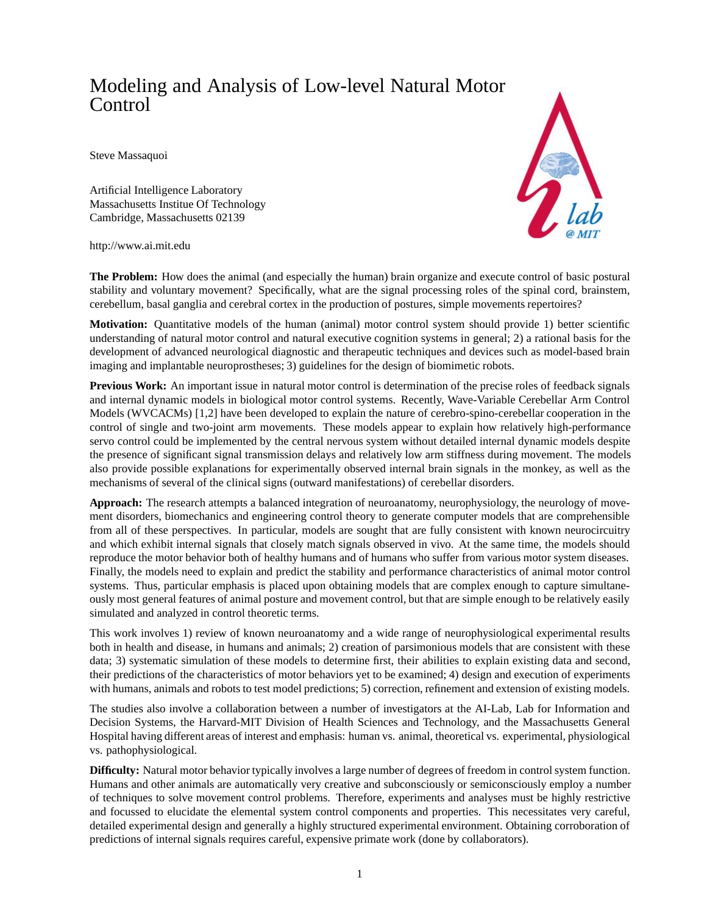# Modeling and Analysis of Low-level Natural Motor Control

Steve Massaquoi

Artificial Intelligence Laboratory
Massachusetts Institue Of Technology
Cambridge, Massachusetts 02139

http://www.ai.mit.edu

**The Problem:** How does the animal (and especially the human) brain organize and execute control of basic postural stability and voluntary movement? Specifically, what are the signal processing roles of the spinal cord, brainstem, cerebellum, basal ganglia and cerebral cortex in the production of postures, simple movements repertoires?

**Motivation:** Quantitative models of the human (animal) motor control system should provide 1) better scientific understanding of natural motor control and natural executive cognition systems in general; 2) a rational basis for the development of advanced neurological diagnostic and therapeutic techniques and devices such as model-based brain imaging and implantable neuroprostheses; 3) guidelines for the design of biomimetic robots.

**Previous Work:** An important issue in natural motor control is determination of the precise roles of feedback signals and internal dynamic models in biological motor control systems. Recently, Wave-Variable Cerebellar Arm Control Models (WVCACMs) [1,2] have been developed to explain the nature of cerebro-spino-cerebellar cooperation in the control of single and two-joint arm movements. These models appear to explain how relatively high-performance servo control could be implemented by the central nervous system without detailed internal dynamic models despite the presence of significant signal transmission delays and relatively low arm stiffness during movement. The models also provide possible explanations for experimentally observed internal brain signals in the monkey, as well as the mechanisms of several of the clinical signs (outward manifestations) of cerebellar disorders.

**Approach:** The research attempts a balanced integration of neuroanatomy, neurophysiology, the neurology of movement disorders, biomechanics and engineering control theory to generate computer models that are comprehensible from all of these perspectives. In particular, models are sought that are fully consistent with known neurocircuitry and which exhibit internal signals that closely match signals observed in vivo. At the same time, the models should reproduce the motor behavior both of healthy humans and of humans who suffer from various motor system diseases. Finally, the models need to explain and predict the stability and performance characteristics of animal motor control systems. Thus, particular emphasis is placed upon obtaining models that are complex enough to capture simultaneously most general features of animal posture and movement control, but that are simple enough to be relatively easily simulated and analyzed in control theoretic terms.

This work involves 1) review of known neuroanatomy and a wide range of neurophysiological experimental results both in health and disease, in humans and animals; 2) creation of parsimonious models that are consistent with these data; 3) systematic simulation of these models to determine first, their abilities to explain existing data and second, their predictions of the characteristics of motor behaviors yet to be examined; 4) design and execution of experiments with humans, animals and robots to test model predictions; 5) correction, refinement and extension of existing models.

The studies also involve a collaboration between a number of investigators at the AI-Lab, Lab for Information and Decision Systems, the Harvard-MIT Division of Health Sciences and Technology, and the Massachusetts General Hospital having different areas of interest and emphasis: human vs. animal, theoretical vs. experimental, physiological vs. pathophysiological.

**Difficulty:** Natural motor behavior typically involves a large number of degrees of freedom in control system function. Humans and other animals are automatically very creative and subconsciously or semiconsciously employ a number of techniques to solve movement control problems. Therefore, experiments and analyses must be highly restrictive and focussed to elucidate the elemental system control components and properties. This necessitates very careful, detailed experimental design and generally a highly structured experimental environment. Obtaining corroboration of predictions of internal signals requires careful, expensive primate work (done by collaborators).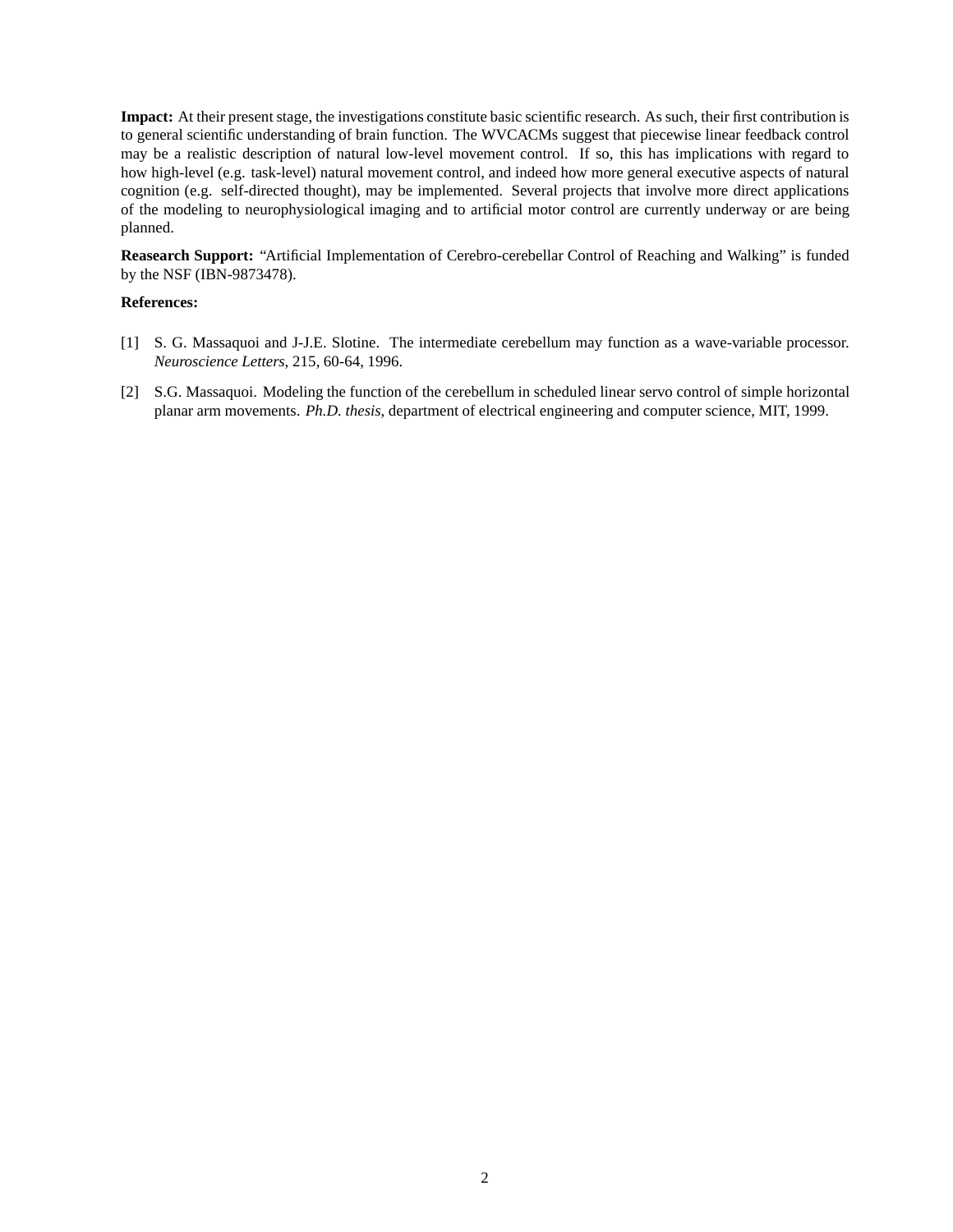**Impact:** At their present stage, the investigations constitute basic scientific research. As such, their first contribution is to general scientific understanding of brain function. The WVCACMs suggest that piecewise linear feedback control may be a realistic description of natural low-level movement control. If so, this has implications with regard to how high-level (e.g. task-level) natural movement control, and indeed how more general executive aspects of natural cognition (e.g. self-directed thought), may be implemented. Several projects that involve more direct applications of the modeling to neurophysiological imaging and to artificial motor control are currently underway or are being planned.

**Reasearch Support:** "Artificial Implementation of Cerebro-cerebellar Control of Reaching and Walking" is funded by the NSF (IBN-9873478).

**References:**

[1] S. G. Massaquoi and J-J.E. Slotine. The intermediate cerebellum may function as a wave-variable processor. *Neuroscience Letters*, 215, 60-64, 1996.

[2] S.G. Massaquoi. Modeling the function of the cerebellum in scheduled linear servo control of simple horizontal planar arm movements. *Ph.D. thesis*, department of electrical engineering and computer science, MIT, 1999.